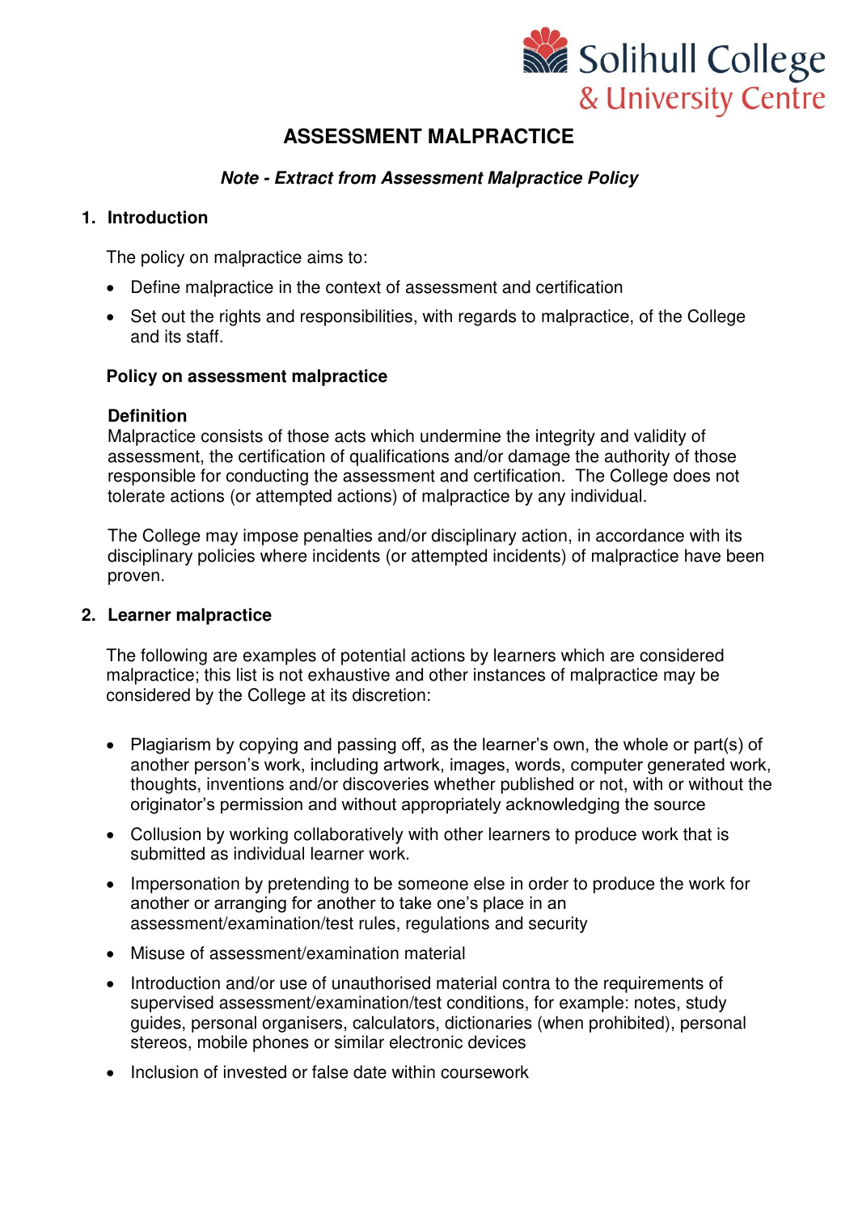Solihull College & University Centre

# ASSESSMENT MALPRACTICE

***Note - Extract from Assessment Malpractice Policy***

## 1. Introduction

The policy on malpractice aims to:

- Define malpractice in the context of assessment and certification
- Set out the rights and responsibilities, with regards to malpractice, of the College and its staff.

### Policy on assessment malpractice

**Definition**
Malpractice consists of those acts which undermine the integrity and validity of assessment, the certification of qualifications and/or damage the authority of those responsible for conducting the assessment and certification. The College does not tolerate actions (or attempted actions) of malpractice by any individual.

The College may impose penalties and/or disciplinary action, in accordance with its disciplinary policies where incidents (or attempted incidents) of malpractice have been proven.

## 2. Learner malpractice

The following are examples of potential actions by learners which are considered malpractice; this list is not exhaustive and other instances of malpractice may be considered by the College at its discretion:

- Plagiarism by copying and passing off, as the learner's own, the whole or part(s) of another person's work, including artwork, images, words, computer generated work, thoughts, inventions and/or discoveries whether published or not, with or without the originator's permission and without appropriately acknowledging the source
- Collusion by working collaboratively with other learners to produce work that is submitted as individual learner work.
- Impersonation by pretending to be someone else in order to produce the work for another or arranging for another to take one's place in an assessment/examination/test rules, regulations and security
- Misuse of assessment/examination material
- Introduction and/or use of unauthorised material contra to the requirements of supervised assessment/examination/test conditions, for example: notes, study guides, personal organisers, calculators, dictionaries (when prohibited), personal stereos, mobile phones or similar electronic devices
- Inclusion of invested or false date within coursework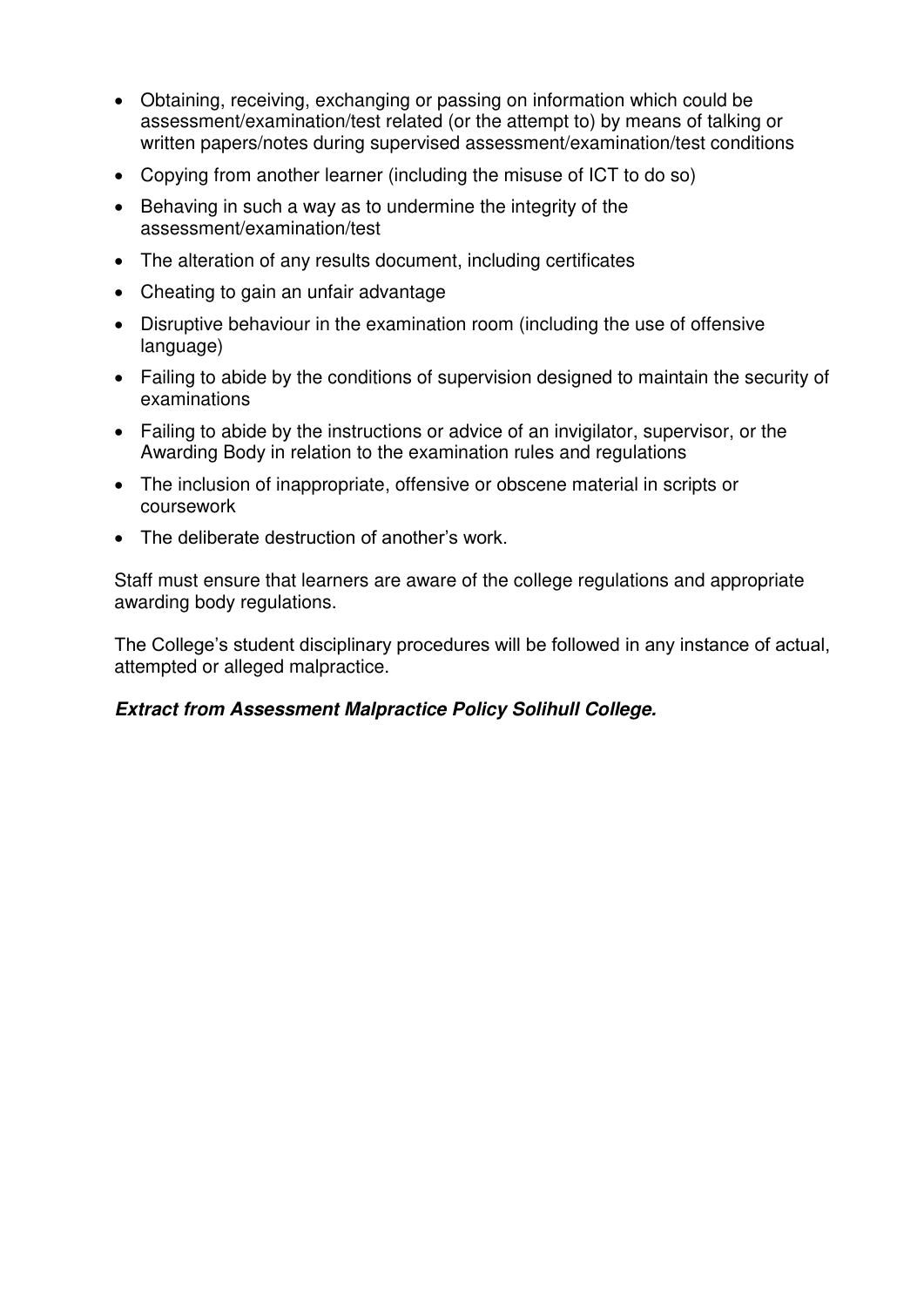- Obtaining, receiving, exchanging or passing on information which could be assessment/examination/test related (or the attempt to) by means of talking or written papers/notes during supervised assessment/examination/test conditions
- Copying from another learner (including the misuse of ICT to do so)
- Behaving in such a way as to undermine the integrity of the assessment/examination/test
- The alteration of any results document, including certificates
- Cheating to gain an unfair advantage
- Disruptive behaviour in the examination room (including the use of offensive language)
- Failing to abide by the conditions of supervision designed to maintain the security of examinations
- Failing to abide by the instructions or advice of an invigilator, supervisor, or the Awarding Body in relation to the examination rules and regulations
- The inclusion of inappropriate, offensive or obscene material in scripts or coursework
- The deliberate destruction of another's work.

Staff must ensure that learners are aware of the college regulations and appropriate awarding body regulations.

The College's student disciplinary procedures will be followed in any instance of actual, attempted or alleged malpractice.

***Extract from Assessment Malpractice Policy Solihull College.***